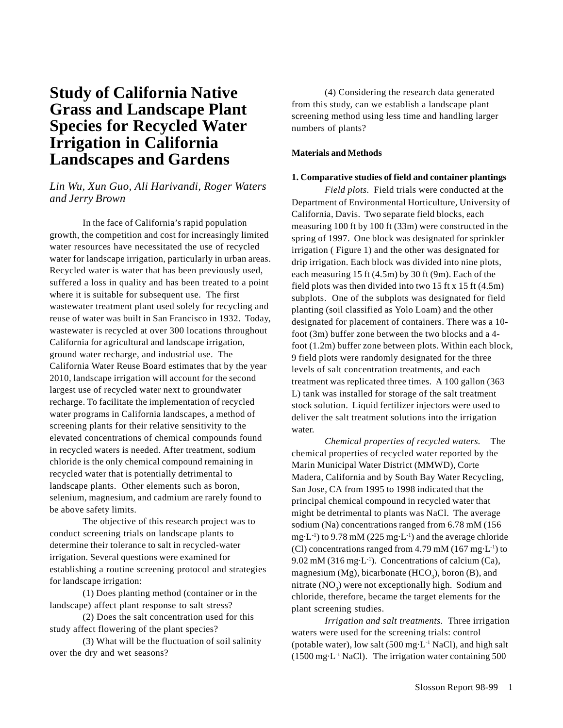# Study of California Native Grass and Landscape Plant Species for Recycled Water Irrigation in California Landscapes and Gardens

*Lin Wu, Xun Guo, Ali Harivandi, Roger Waters and Jerry Brown*

In the face of California's rapid population growth, the competition and cost for increasingly limited water resources have necessitated the use of recycled water for landscape irrigation, particularly in urban areas. Recycled water is water that has been previously used, suffered a loss in quality and has been treated to a point where it is suitable for subsequent use. The first wastewater treatment plant used solely for recycling and reuse of water was built in San Francisco in 1932. Today, wastewater is recycled at over 300 locations throughout California for agricultural and landscape irrigation, ground water recharge, and industrial use. The California Water Reuse Board estimates that by the year 2010, landscape irrigation will account for the second largest use of recycled water next to groundwater recharge. To facilitate the implementation of recycled water programs in California landscapes, a method of screening plants for their relative sensitivity to the elevated concentrations of chemical compounds found in recycled waters is needed. After treatment, sodium chloride is the only chemical compound remaining in recycled water that is potentially detrimental to landscape plants. Other elements such as boron, selenium, magnesium, and cadmium are rarely found to be above safety limits.

The objective of this research project was to conduct screening trials on landscape plants to determine their tolerance to salt in recycled-water irrigation. Several questions were examined for establishing a routine screening protocol and strategies for landscape irrigation:

(1) Does planting method (container or in the landscape) affect plant response to salt stress?

(2) Does the salt concentration used for this study affect flowering of the plant species?

(3) What will be the fluctuation of soil salinity over the dry and wet seasons?

(4) Considering the research data generated from this study, can we establish a landscape plant screening method using less time and handling larger numbers of plants?

## Materials and Methods

### 1. Comparative studies of field and container plantings

*Field plots.* Field trials were conducted at the Department of Environmental Horticulture, University of California, Davis. Two separate field blocks, each measuring 100 ft by 100 ft (33m) were constructed in the spring of 1997. One block was designated for sprinkler irrigation ( Figure 1) and the other was designated for drip irrigation. Each block was divided into nine plots, each measuring 15 ft (4.5m) by 30 ft (9m). Each of the field plots was then divided into two 15 ft x 15 ft (4.5m) subplots. One of the subplots was designated for field planting (soil classified as Yolo Loam) and the other designated for placement of containers. There was a 10-foot (3m) buffer zone between the two blocks and a 4-foot (1.2m) buffer zone between plots. Within each block, 9 field plots were randomly designated for the three levels of salt concentration treatments, and each treatment was replicated three times. A 100 gallon (363 L) tank was installed for storage of the salt treatment stock solution. Liquid fertilizer injectors were used to deliver the salt treatment solutions into the irrigation water.

*Chemical properties of recycled waters.* The chemical properties of recycled water reported by the Marin Municipal Water District (MMWD), Corte Madera, California and by South Bay Water Recycling, San Jose, CA from 1995 to 1998 indicated that the principal chemical compound in recycled water that might be detrimental to plants was NaCl. The average sodium (Na) concentrations ranged from 6.78 mM (156 $mg \cdot L^{-1}$) to 9.78 mM (225 $mg \cdot L^{-1}$) and the average chloride (Cl) concentrations ranged from 4.79 mM (167 $mg \cdot L^{-1}$) to 9.02 mM (316 $mg \cdot L^{-1}$). Concentrations of calcium (Ca), magnesium (Mg), bicarbonate ($HCO_3$), boron (B), and nitrate ($NO_3$) were not exceptionally high. Sodium and chloride, therefore, became the target elements for the plant screening studies.

*Irrigation and salt treatments.* Three irrigation waters were used for the screening trials: control (potable water), low salt (500 $mg \cdot L^{-1}$ NaCl), and high salt (1500 $mg \cdot L^{-1}$ NaCl). The irrigation water containing 500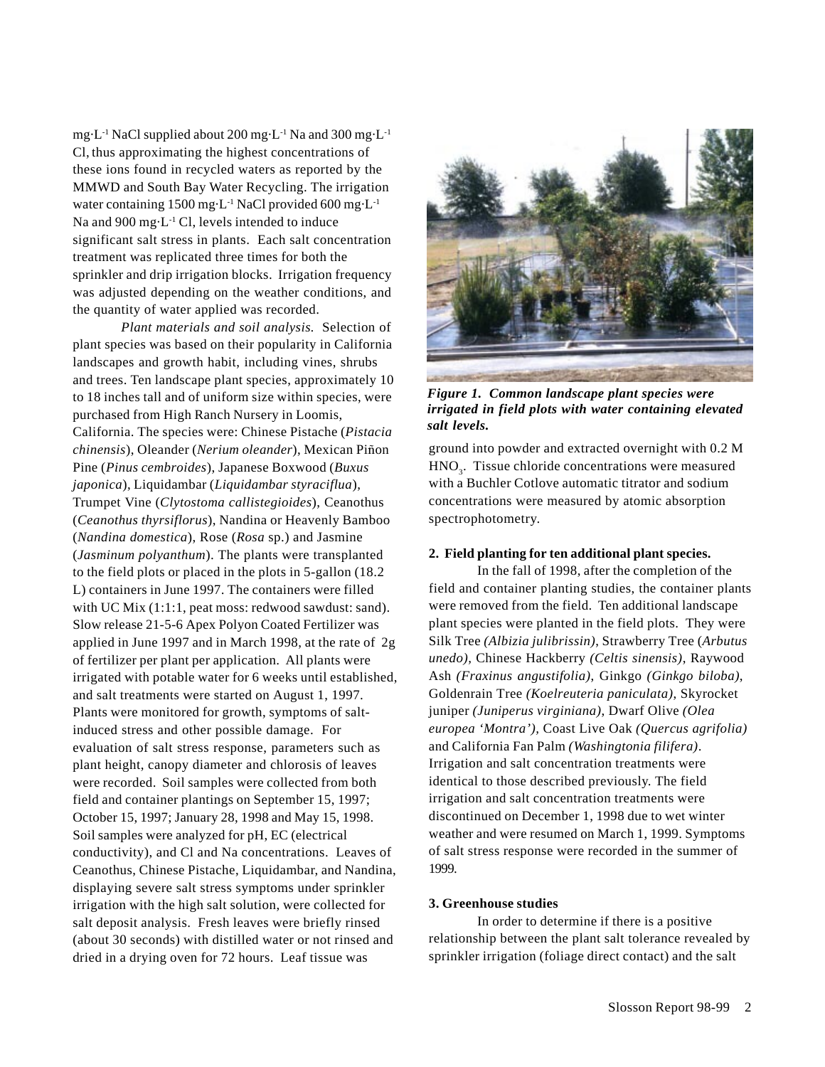mg·L$^{-1}$ NaCl supplied about 200 mg·L$^{-1}$ Na and 300 mg·L$^{-1}$ Cl, thus approximating the highest concentrations of these ions found in recycled waters as reported by the MMWD and South Bay Water Recycling. The irrigation water containing 1500 mg·L$^{-1}$ NaCl provided 600 mg·L$^{-1}$ Na and 900 mg·L$^{-1}$ Cl, levels intended to induce significant salt stress in plants. Each salt concentration treatment was replicated three times for both the sprinkler and drip irrigation blocks. Irrigation frequency was adjusted depending on the weather conditions, and the quantity of water applied was recorded.

*Plant materials and soil analysis.* Selection of plant species was based on their popularity in California landscapes and growth habit, including vines, shrubs and trees. Ten landscape plant species, approximately 10 to 18 inches tall and of uniform size within species, were purchased from High Ranch Nursery in Loomis, California. The species were: Chinese Pistache (*Pistacia chinensis*), Oleander (*Nerium oleander*), Mexican Piñon Pine (*Pinus cembroides*), Japanese Boxwood (*Buxus japonica*), Liquidambar (*Liquidambar styraciflua*), Trumpet Vine (*Clytostoma callistegioides*), Ceanothus (*Ceanothus thyrsiflorus*), Nandina or Heavenly Bamboo (*Nandina domestica*), Rose (*Rosa* sp.) and Jasmine (*Jasminum polyanthum*). The plants were transplanted to the field plots or placed in the plots in 5-gallon (18.2 L) containers in June 1997. The containers were filled with UC Mix (1:1:1, peat moss: redwood sawdust: sand). Slow release 21-5-6 Apex Polyon Coated Fertilizer was applied in June 1997 and in March 1998, at the rate of 2g of fertilizer per plant per application. All plants were irrigated with potable water for 6 weeks until established, and salt treatments were started on August 1, 1997. Plants were monitored for growth, symptoms of salt-induced stress and other possible damage. For evaluation of salt stress response, parameters such as plant height, canopy diameter and chlorosis of leaves were recorded. Soil samples were collected from both field and container plantings on September 15, 1997; October 15, 1997; January 28, 1998 and May 15, 1998. Soil samples were analyzed for pH, EC (electrical conductivity), and Cl and Na concentrations. Leaves of Ceanothus, Chinese Pistache, Liquidambar, and Nandina, displaying severe salt stress symptoms under sprinkler irrigation with the high salt solution, were collected for salt deposit analysis. Fresh leaves were briefly rinsed (about 30 seconds) with distilled water or not rinsed and dried in a drying oven for 72 hours. Leaf tissue was ground into powder and extracted overnight with 0.2 M $HNO_3$. Tissue chloride concentrations were measured with a Buchler Cotlove automatic titrator and sodium concentrations were measured by atomic absorption spectrophotometry.

***Figure 1. Common landscape plant species were irrigated in field plots with water containing elevated salt levels.***

**2. Field planting for ten additional plant species.**

In the fall of 1998, after the completion of the field and container planting studies, the container plants were removed from the field. Ten additional landscape plant species were planted in the field plots. They were Silk Tree *(Albizia julibrissin)*, Strawberry Tree (*Arbutus unedo)*, Chinese Hackberry *(Celtis sinensis)*, Raywood Ash *(Fraxinus angustifolia)*, Ginkgo *(Ginkgo biloba)*, Goldenrain Tree *(Koelreuteria paniculata)*, Skyrocket juniper *(Juniperus virginiana)*, Dwarf Olive *(Olea europea 'Montra')*, Coast Live Oak *(Quercus agrifolia)* and California Fan Palm *(Washingtonia filifera)*. Irrigation and salt concentration treatments were identical to those described previously. The field irrigation and salt concentration treatments were discontinued on December 1, 1998 due to wet winter weather and were resumed on March 1, 1999. Symptoms of salt stress response were recorded in the summer of 1999.

**3. Greenhouse studies**

In order to determine if there is a positive relationship between the plant salt tolerance revealed by sprinkler irrigation (foliage direct contact) and the salt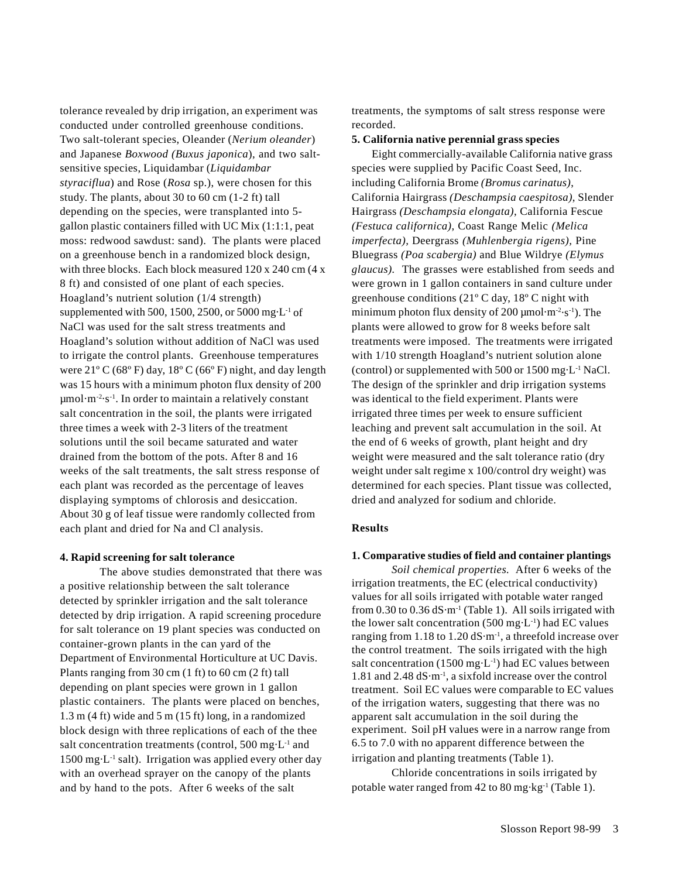tolerance revealed by drip irrigation, an experiment was conducted under controlled greenhouse conditions. Two salt-tolerant species, Oleander (*Nerium oleander*) and Japanese *Boxwood (Buxus japonica*), and two salt-sensitive species, Liquidambar (*Liquidambar styraciflua*) and Rose (*Rosa* sp.), were chosen for this study. The plants, about 30 to 60 cm (1-2 ft) tall depending on the species, were transplanted into 5-gallon plastic containers filled with UC Mix (1:1:1, peat moss: redwood sawdust: sand). The plants were placed on a greenhouse bench in a randomized block design, with three blocks. Each block measured 120 x 240 cm (4 x 8 ft) and consisted of one plant of each species. Hoagland's nutrient solution (1/4 strength) supplemented with 500, 1500, 2500, or 5000 $mg{\cdot}L^{-1}$ of NaCl was used for the salt stress treatments and Hoagland's solution without addition of NaCl was used to irrigate the control plants. Greenhouse temperatures were 21º C (68º F) day, 18º C (66º F) night, and day length was 15 hours with a minimum photon flux density of 200 $\mu mol{\cdot}m^{-2}{\cdot}s^{-1}$. In order to maintain a relatively constant salt concentration in the soil, the plants were irrigated three times a week with 2-3 liters of the treatment solutions until the soil became saturated and water drained from the bottom of the pots. After 8 and 16 weeks of the salt treatments, the salt stress response of each plant was recorded as the percentage of leaves displaying symptoms of chlorosis and desiccation. About 30 g of leaf tissue were randomly collected from each plant and dried for Na and Cl analysis.

**4. Rapid screening for salt tolerance**

The above studies demonstrated that there was a positive relationship between the salt tolerance detected by sprinkler irrigation and the salt tolerance detected by drip irrigation. A rapid screening procedure for salt tolerance on 19 plant species was conducted on container-grown plants in the can yard of the Department of Environmental Horticulture at UC Davis. Plants ranging from 30 cm (1 ft) to 60 cm (2 ft) tall depending on plant species were grown in 1 gallon plastic containers. The plants were placed on benches, 1.3 m (4 ft) wide and 5 m (15 ft) long, in a randomized block design with three replications of each of the thee salt concentration treatments (control, 500 $mg{\cdot}L^{-1}$ and 1500 $mg{\cdot}L^{-1}$ salt). Irrigation was applied every other day with an overhead sprayer on the canopy of the plants and by hand to the pots. After 6 weeks of the salt treatments, the symptoms of salt stress response were recorded.

**5. California native perennial grass species**

Eight commercially-available California native grass species were supplied by Pacific Coast Seed, Inc. including California Brome *(Bromus carinatus)*, California Hairgrass *(Deschampsia caespitosa)*, Slender Hairgrass *(Deschampsia elongata)*, California Fescue *(Festuca californica)*, Coast Range Melic *(Melica imperfecta)*, Deergrass *(Muhlenbergia rigens)*, Pine Bluegrass *(Poa scabergia)* and Blue Wildrye *(Elymus glaucus)*. The grasses were established from seeds and were grown in 1 gallon containers in sand culture under greenhouse conditions (21º C day, 18º C night with minimum photon flux density of 200 $\mu mol{\cdot}m^{-2}{\cdot}s^{-1}$). The plants were allowed to grow for 8 weeks before salt treatments were imposed. The treatments were irrigated with 1/10 strength Hoagland's nutrient solution alone (control) or supplemented with 500 or 1500 $mg{\cdot}L^{-1}$ NaCl. The design of the sprinkler and drip irrigation systems was identical to the field experiment. Plants were irrigated three times per week to ensure sufficient leaching and prevent salt accumulation in the soil. At the end of 6 weeks of growth, plant height and dry weight were measured and the salt tolerance ratio (dry weight under salt regime x 100/control dry weight) was determined for each species. Plant tissue was collected, dried and analyzed for sodium and chloride.

## Results

**1. Comparative studies of field and container plantings**

*Soil chemical properties.* After 6 weeks of the irrigation treatments, the EC (electrical conductivity) values for all soils irrigated with potable water ranged from 0.30 to 0.36 $dS{\cdot}m^{-1}$ (Table 1). All soils irrigated with the lower salt concentration (500 $mg{\cdot}L^{-1}$) had EC values ranging from 1.18 to 1.20 $dS{\cdot}m^{-1}$, a threefold increase over the control treatment. The soils irrigated with the high salt concentration (1500 $mg{\cdot}L^{-1}$) had EC values between 1.81 and 2.48 $dS{\cdot}m^{-1}$, a sixfold increase over the control treatment. Soil EC values were comparable to EC values of the irrigation waters, suggesting that there was no apparent salt accumulation in the soil during the experiment. Soil pH values were in a narrow range from 6.5 to 7.0 with no apparent difference between the irrigation and planting treatments (Table 1).

Chloride concentrations in soils irrigated by potable water ranged from 42 to 80 $mg{\cdot}kg^{-1}$ (Table 1).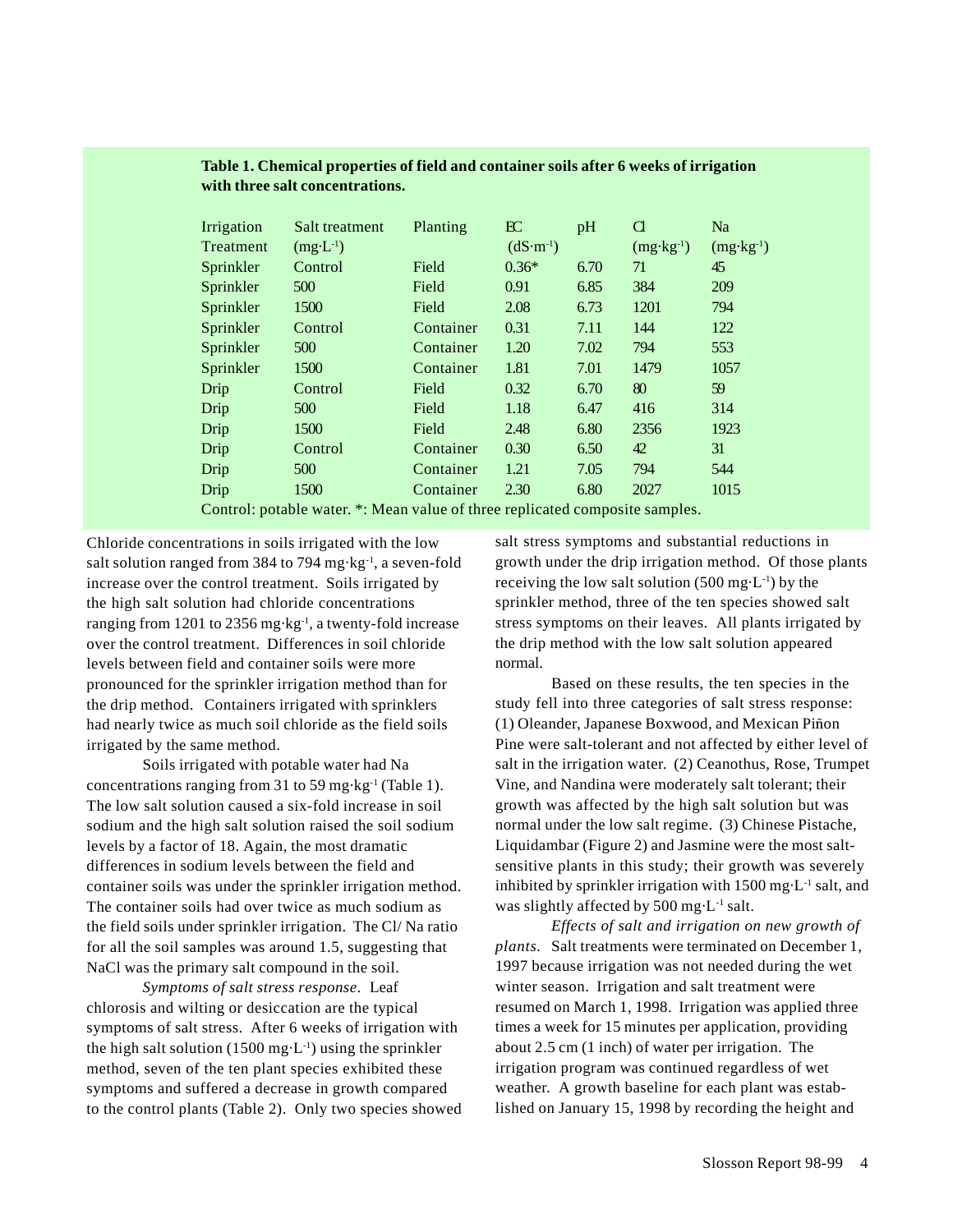**Table 1. Chemical properties of field and container soils after 6 weeks of irrigation with three salt concentrations.**

| Irrigation Treatment | Salt treatment ($mg \cdot L^{-1}$) | Planting | EC ($dS \cdot m^{-1}$) | pH | Cl ($mg \cdot kg^{-1}$) | Na ($mg \cdot kg^{-1}$) |
|---|---|---|---|---|---|---|
| Sprinkler | Control | Field | 0.36* | 6.70 | 71 | 45 |
| Sprinkler | 500 | Field | 0.91 | 6.85 | 384 | 209 |
| Sprinkler | 1500 | Field | 2.08 | 6.73 | 1201 | 794 |
| Sprinkler | Control | Container | 0.31 | 7.11 | 144 | 122 |
| Sprinkler | 500 | Container | 1.20 | 7.02 | 794 | 553 |
| Sprinkler | 1500 | Container | 1.81 | 7.01 | 1479 | 1057 |
| Drip | Control | Field | 0.32 | 6.70 | 80 | 59 |
| Drip | 500 | Field | 1.18 | 6.47 | 416 | 314 |
| Drip | 1500 | Field | 2.48 | 6.80 | 2356 | 1923 |
| Drip | Control | Container | 0.30 | 6.50 | 42 | 31 |
| Drip | 500 | Container | 1.21 | 7.05 | 794 | 544 |
| Drip | 1500 | Container | 2.30 | 6.80 | 2027 | 1015 |

Control: potable water. *: Mean value of three replicated composite samples.

Chloride concentrations in soils irrigated with the low salt solution ranged from 384 to 794 $mg \cdot kg^{-1}$, a seven-fold increase over the control treatment. Soils irrigated by the high salt solution had chloride concentrations ranging from 1201 to 2356 $mg \cdot kg^{-1}$, a twenty-fold increase over the control treatment. Differences in soil chloride levels between field and container soils were more pronounced for the sprinkler irrigation method than for the drip method. Containers irrigated with sprinklers had nearly twice as much soil chloride as the field soils irrigated by the same method.

Soils irrigated with potable water had Na concentrations ranging from 31 to 59 $mg \cdot kg^{-1}$ (Table 1). The low salt solution caused a six-fold increase in soil sodium and the high salt solution raised the soil sodium levels by a factor of 18. Again, the most dramatic differences in sodium levels between the field and container soils was under the sprinkler irrigation method. The container soils had over twice as much sodium as the field soils under sprinkler irrigation. The Cl/ Na ratio for all the soil samples was around 1.5, suggesting that NaCl was the primary salt compound in the soil.

*Symptoms of salt stress response*. Leaf chlorosis and wilting or desiccation are the typical symptoms of salt stress. After 6 weeks of irrigation with the high salt solution (1500 $mg \cdot L^{-1}$) using the sprinkler method, seven of the ten plant species exhibited these symptoms and suffered a decrease in growth compared to the control plants (Table 2). Only two species showed salt stress symptoms and substantial reductions in growth under the drip irrigation method. Of those plants receiving the low salt solution (500 $mg \cdot L^{-1}$) by the sprinkler method, three of the ten species showed salt stress symptoms on their leaves. All plants irrigated by the drip method with the low salt solution appeared normal.

Based on these results, the ten species in the study fell into three categories of salt stress response: (1) Oleander, Japanese Boxwood, and Mexican Piñon Pine were salt-tolerant and not affected by either level of salt in the irrigation water. (2) Ceanothus, Rose, Trumpet Vine, and Nandina were moderately salt tolerant; their growth was affected by the high salt solution but was normal under the low salt regime. (3) Chinese Pistache, Liquidambar (Figure 2) and Jasmine were the most salt-sensitive plants in this study; their growth was severely inhibited by sprinkler irrigation with 1500 $mg \cdot L^{-1}$ salt, and was slightly affected by 500 $mg \cdot L^{-1}$ salt.

*Effects of salt and irrigation on new growth of plants*. Salt treatments were terminated on December 1, 1997 because irrigation was not needed during the wet winter season. Irrigation and salt treatment were resumed on March 1, 1998. Irrigation was applied three times a week for 15 minutes per application, providing about 2.5 cm (1 inch) of water per irrigation. The irrigation program was continued regardless of wet weather. A growth baseline for each plant was established on January 15, 1998 by recording the height and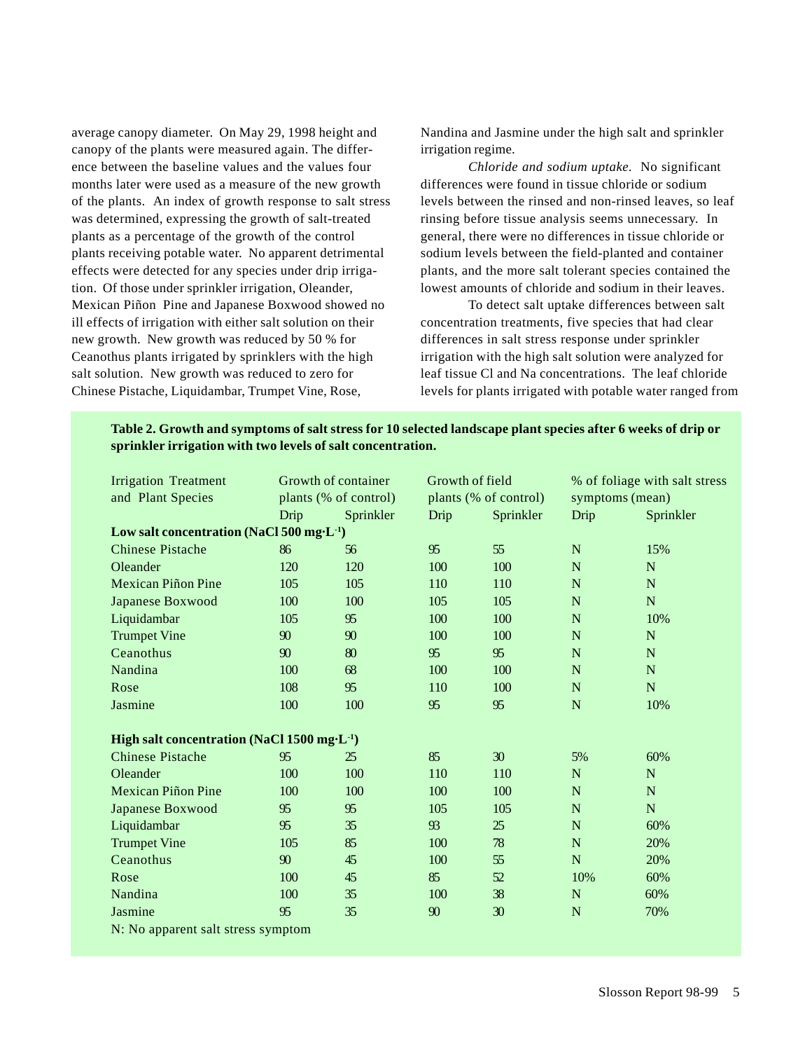average canopy diameter. On May 29, 1998 height and canopy of the plants were measured again. The difference between the baseline values and the values four months later were used as a measure of the new growth of the plants. An index of growth response to salt stress was determined, expressing the growth of salt-treated plants as a percentage of the growth of the control plants receiving potable water. No apparent detrimental effects were detected for any species under drip irrigation. Of those under sprinkler irrigation, Oleander, Mexican Piñon Pine and Japanese Boxwood showed no ill effects of irrigation with either salt solution on their new growth. New growth was reduced by 50 % for Ceanothus plants irrigated by sprinklers with the high salt solution. New growth was reduced to zero for Chinese Pistache, Liquidambar, Trumpet Vine, Rose, Nandina and Jasmine under the high salt and sprinkler irrigation regime.

*Chloride and sodium uptake.* No significant differences were found in tissue chloride or sodium levels between the rinsed and non-rinsed leaves, so leaf rinsing before tissue analysis seems unnecessary. In general, there were no differences in tissue chloride or sodium levels between the field-planted and container plants, and the more salt tolerant species contained the lowest amounts of chloride and sodium in their leaves.

To detect salt uptake differences between salt concentration treatments, five species that had clear differences in salt stress response under sprinkler irrigation with the high salt solution were analyzed for leaf tissue Cl and Na concentrations. The leaf chloride levels for plants irrigated with potable water ranged from

**Table 2. Growth and symptoms of salt stress for 10 selected landscape plant species after 6 weeks of drip or sprinkler irrigation with two levels of salt concentration.**

| Irrigation Treatment and Plant Species | Growth of container plants (% of control) | | Growth of field plants (% of control) | | % of foliage with salt stress symptoms (mean) | |
|---|---|---|---|---|---|---|
| | Drip | Sprinkler | Drip | Sprinkler | Drip | Sprinkler |
| **Low salt concentration (NaCl 500 mg·L$^{-1}$)** | | | | | | |
| Chinese Pistache | 86 | 56 | 95 | 55 | N | 15% |
| Oleander | 120 | 120 | 100 | 100 | N | N |
| Mexican Piñon Pine | 105 | 105 | 110 | 110 | N | N |
| Japanese Boxwood | 100 | 100 | 105 | 105 | N | N |
| Liquidambar | 105 | 95 | 100 | 100 | N | 10% |
| Trumpet Vine | 90 | 90 | 100 | 100 | N | N |
| Ceanothus | 90 | 80 | 95 | 95 | N | N |
| Nandina | 100 | 68 | 100 | 100 | N | N |
| Rose | 108 | 95 | 110 | 100 | N | N |
| Jasmine | 100 | 100 | 95 | 95 | N | 10% |
| **High salt concentration (NaCl 1500 mg·L$^{-1}$)** | | | | | | |
| Chinese Pistache | 95 | 25 | 85 | 30 | 5% | 60% |
| Oleander | 100 | 100 | 110 | 110 | N | N |
| Mexican Piñon Pine | 100 | 100 | 100 | 100 | N | N |
| Japanese Boxwood | 95 | 95 | 105 | 105 | N | N |
| Liquidambar | 95 | 35 | 93 | 25 | N | 60% |
| Trumpet Vine | 105 | 85 | 100 | 78 | N | 20% |
| Ceanothus | 90 | 45 | 100 | 55 | N | 20% |
| Rose | 100 | 45 | 85 | 52 | 10% | 60% |
| Nandina | 100 | 35 | 100 | 38 | N | 60% |
| Jasmine | 95 | 35 | 90 | 30 | N | 70% |

N: No apparent salt stress symptom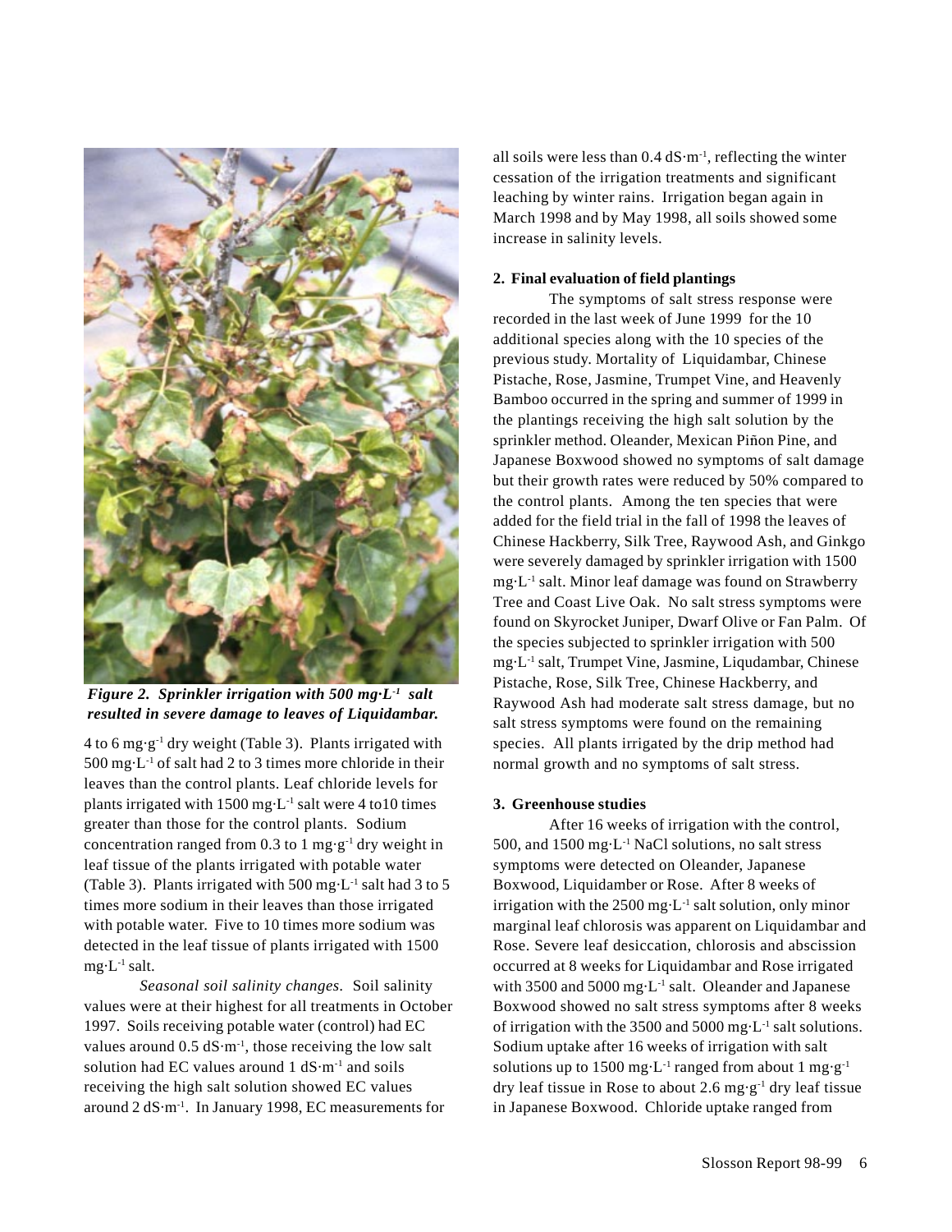*Figure 2. Sprinkler irrigation with 500 mg·L$^{-1}$ salt resulted in severe damage to leaves of Liquidambar.*

4 to 6 mg·g$^{-1}$ dry weight (Table 3). Plants irrigated with 500 mg·L$^{-1}$ of salt had 2 to 3 times more chloride in their leaves than the control plants. Leaf chloride levels for plants irrigated with 1500 mg·L$^{-1}$ salt were 4 to10 times greater than those for the control plants. Sodium concentration ranged from 0.3 to 1 mg·g$^{-1}$ dry weight in leaf tissue of the plants irrigated with potable water (Table 3). Plants irrigated with 500 mg·L$^{-1}$ salt had 3 to 5 times more sodium in their leaves than those irrigated with potable water. Five to 10 times more sodium was detected in the leaf tissue of plants irrigated with 1500 mg·L$^{-1}$ salt.

*Seasonal soil salinity changes*. Soil salinity values were at their highest for all treatments in October 1997. Soils receiving potable water (control) had EC values around 0.5 dS·m$^{-1}$, those receiving the low salt solution had EC values around 1 dS·m$^{-1}$ and soils receiving the high salt solution showed EC values around 2 dS·m$^{-1}$. In January 1998, EC measurements for all soils were less than 0.4 dS·m$^{-1}$, reflecting the winter cessation of the irrigation treatments and significant leaching by winter rains. Irrigation began again in March 1998 and by May 1998, all soils showed some increase in salinity levels.

**2. Final evaluation of field plantings**

The symptoms of salt stress response were recorded in the last week of June 1999 for the 10 additional species along with the 10 species of the previous study. Mortality of Liquidambar, Chinese Pistache, Rose, Jasmine, Trumpet Vine, and Heavenly Bamboo occurred in the spring and summer of 1999 in the plantings receiving the high salt solution by the sprinkler method. Oleander, Mexican Piñon Pine, and Japanese Boxwood showed no symptoms of salt damage but their growth rates were reduced by 50% compared to the control plants. Among the ten species that were added for the field trial in the fall of 1998 the leaves of Chinese Hackberry, Silk Tree, Raywood Ash, and Ginkgo were severely damaged by sprinkler irrigation with 1500 mg·L$^{-1}$ salt. Minor leaf damage was found on Strawberry Tree and Coast Live Oak. No salt stress symptoms were found on Skyrocket Juniper, Dwarf Olive or Fan Palm. Of the species subjected to sprinkler irrigation with 500 mg·L$^{-1}$ salt, Trumpet Vine, Jasmine, Liqudambar, Chinese Pistache, Rose, Silk Tree, Chinese Hackberry, and Raywood Ash had moderate salt stress damage, but no salt stress symptoms were found on the remaining species. All plants irrigated by the drip method had normal growth and no symptoms of salt stress.

**3. Greenhouse studies**

After 16 weeks of irrigation with the control, 500, and 1500 mg·L$^{-1}$ NaCl solutions, no salt stress symptoms were detected on Oleander, Japanese Boxwood, Liquidamber or Rose. After 8 weeks of irrigation with the 2500 mg·L$^{-1}$ salt solution, only minor marginal leaf chlorosis was apparent on Liquidambar and Rose. Severe leaf desiccation, chlorosis and abscission occurred at 8 weeks for Liquidambar and Rose irrigated with 3500 and 5000 mg·L$^{-1}$ salt. Oleander and Japanese Boxwood showed no salt stress symptoms after 8 weeks of irrigation with the 3500 and 5000 mg·L$^{-1}$ salt solutions. Sodium uptake after 16 weeks of irrigation with salt solutions up to 1500 mg·L$^{-1}$ ranged from about 1 mg·g$^{-1}$ dry leaf tissue in Rose to about 2.6 mg·g$^{-1}$ dry leaf tissue in Japanese Boxwood. Chloride uptake ranged from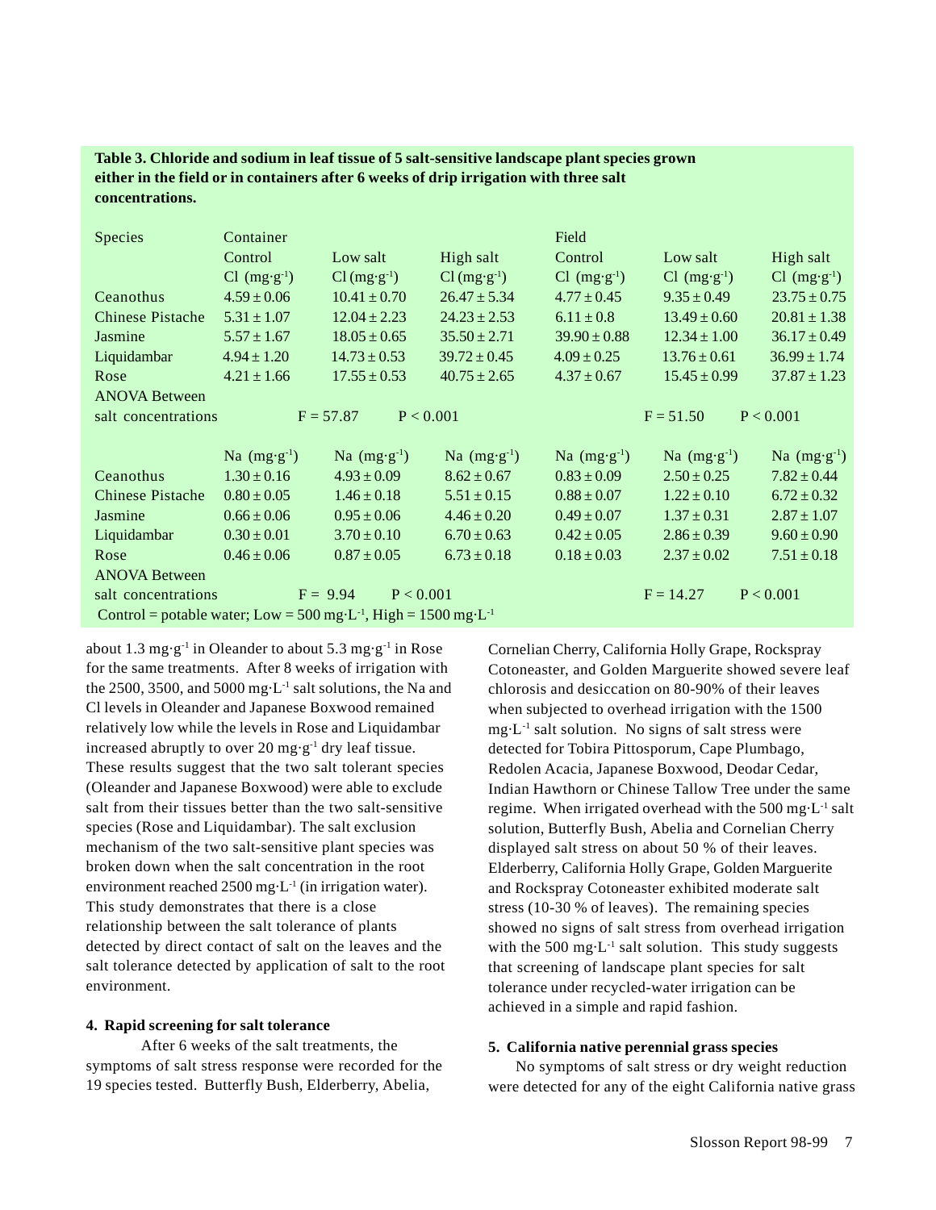**Table 3. Chloride and sodium in leaf tissue of 5 salt-sensitive landscape plant species grown either in the field or in containers after 6 weeks of drip irrigation with three salt concentrations.**

| Species | Container | | | Field | | |
|---|---|---|---|---|---|---|
| | Control | Low salt | High salt | Control | Low salt | High salt |
| | Cl ($mg \cdot g^{-1}$) | Cl ($mg \cdot g^{-1}$) | Cl ($mg \cdot g^{-1}$) | Cl ($mg \cdot g^{-1}$) | Cl ($mg \cdot g^{-1}$) | Cl ($mg \cdot g^{-1}$) |
| Ceanothus | 4.59 ± 0.06 | 10.41 ± 0.70 | 26.47 ± 5.34 | 4.77 ± 0.45 | 9.35 ± 0.49 | 23.75 ± 0.75 |
| Chinese Pistache | 5.31 ± 1.07 | 12.04 ± 2.23 | 24.23 ± 2.53 | 6.11 ± 0.8 | 13.49 ± 0.60 | 20.81 ± 1.38 |
| Jasmine | 5.57 ± 1.67 | 18.05 ± 0.65 | 35.50 ± 2.71 | 39.90 ± 0.88 | 12.34 ± 1.00 | 36.17 ± 0.49 |
| Liquidambar | 4.94 ± 1.20 | 14.73 ± 0.53 | 39.72 ± 0.45 | 4.09 ± 0.25 | 13.76 ± 0.61 | 36.99 ± 1.74 |
| Rose | 4.21 ± 1.66 | 17.55 ± 0.53 | 40.75 ± 2.65 | 4.37 ± 0.67 | 15.45 ± 0.99 | 37.87 ± 1.23 |
| ANOVA Between salt concentrations | F = 57.87 | P < 0.001 | | | F = 51.50 | P < 0.001 |
| | Na ($mg \cdot g^{-1}$) | Na ($mg \cdot g^{-1}$) | Na ($mg \cdot g^{-1}$) | Na ($mg \cdot g^{-1}$) | Na ($mg \cdot g^{-1}$) | Na ($mg \cdot g^{-1}$) |
| Ceanothus | 1.30 ± 0.16 | 4.93 ± 0.09 | 8.62 ± 0.67 | 0.83 ± 0.09 | 2.50 ± 0.25 | 7.82 ± 0.44 |
| Chinese Pistache | 0.80 ± 0.05 | 1.46 ± 0.18 | 5.51 ± 0.15 | 0.88 ± 0.07 | 1.22 ± 0.10 | 6.72 ± 0.32 |
| Jasmine | 0.66 ± 0.06 | 0.95 ± 0.06 | 4.46 ± 0.20 | 0.49 ± 0.07 | 1.37 ± 0.31 | 2.87 ± 1.07 |
| Liquidambar | 0.30 ± 0.01 | 3.70 ± 0.10 | 6.70 ± 0.63 | 0.42 ± 0.05 | 2.86 ± 0.39 | 9.60 ± 0.90 |
| Rose | 0.46 ± 0.06 | 0.87 ± 0.05 | 6.73 ± 0.18 | 0.18 ± 0.03 | 2.37 ± 0.02 | 7.51 ± 0.18 |
| ANOVA Between salt concentrations | F = 9.94 | P < 0.001 | | | F = 14.27 | P < 0.001 |

Control = potable water; Low = 500 $mg \cdot L^{-1}$, High = 1500 $mg \cdot L^{-1}$

about 1.3 $mg \cdot g^{-1}$ in Oleander to about 5.3 $mg \cdot g^{-1}$ in Rose for the same treatments. After 8 weeks of irrigation with the 2500, 3500, and 5000 $mg \cdot L^{-1}$ salt solutions, the Na and Cl levels in Oleander and Japanese Boxwood remained relatively low while the levels in Rose and Liquidambar increased abruptly to over 20 $mg \cdot g^{-1}$ dry leaf tissue. These results suggest that the two salt tolerant species (Oleander and Japanese Boxwood) were able to exclude salt from their tissues better than the two salt-sensitive species (Rose and Liquidambar). The salt exclusion mechanism of the two salt-sensitive plant species was broken down when the salt concentration in the root environment reached 2500 $mg \cdot L^{-1}$ (in irrigation water). This study demonstrates that there is a close relationship between the salt tolerance of plants detected by direct contact of salt on the leaves and the salt tolerance detected by application of salt to the root environment.

**4. Rapid screening for salt tolerance**

After 6 weeks of the salt treatments, the symptoms of salt stress response were recorded for the 19 species tested. Butterfly Bush, Elderberry, Abelia, Cornelian Cherry, California Holly Grape, Rockspray Cotoneaster, and Golden Marguerite showed severe leaf chlorosis and desiccation on 80-90% of their leaves when subjected to overhead irrigation with the 1500 $mg \cdot L^{-1}$ salt solution. No signs of salt stress were detected for Tobira Pittosporum, Cape Plumbago, Redolen Acacia, Japanese Boxwood, Deodar Cedar, Indian Hawthorn or Chinese Tallow Tree under the same regime. When irrigated overhead with the 500 $mg \cdot L^{-1}$ salt solution, Butterfly Bush, Abelia and Cornelian Cherry displayed salt stress on about 50 % of their leaves. Elderberry, California Holly Grape, Golden Marguerite and Rockspray Cotoneaster exhibited moderate salt stress (10-30 % of leaves). The remaining species showed no signs of salt stress from overhead irrigation with the 500 $mg \cdot L^{-1}$ salt solution. This study suggests that screening of landscape plant species for salt tolerance under recycled-water irrigation can be achieved in a simple and rapid fashion.

**5. California native perennial grass species**

No symptoms of salt stress or dry weight reduction were detected for any of the eight California native grass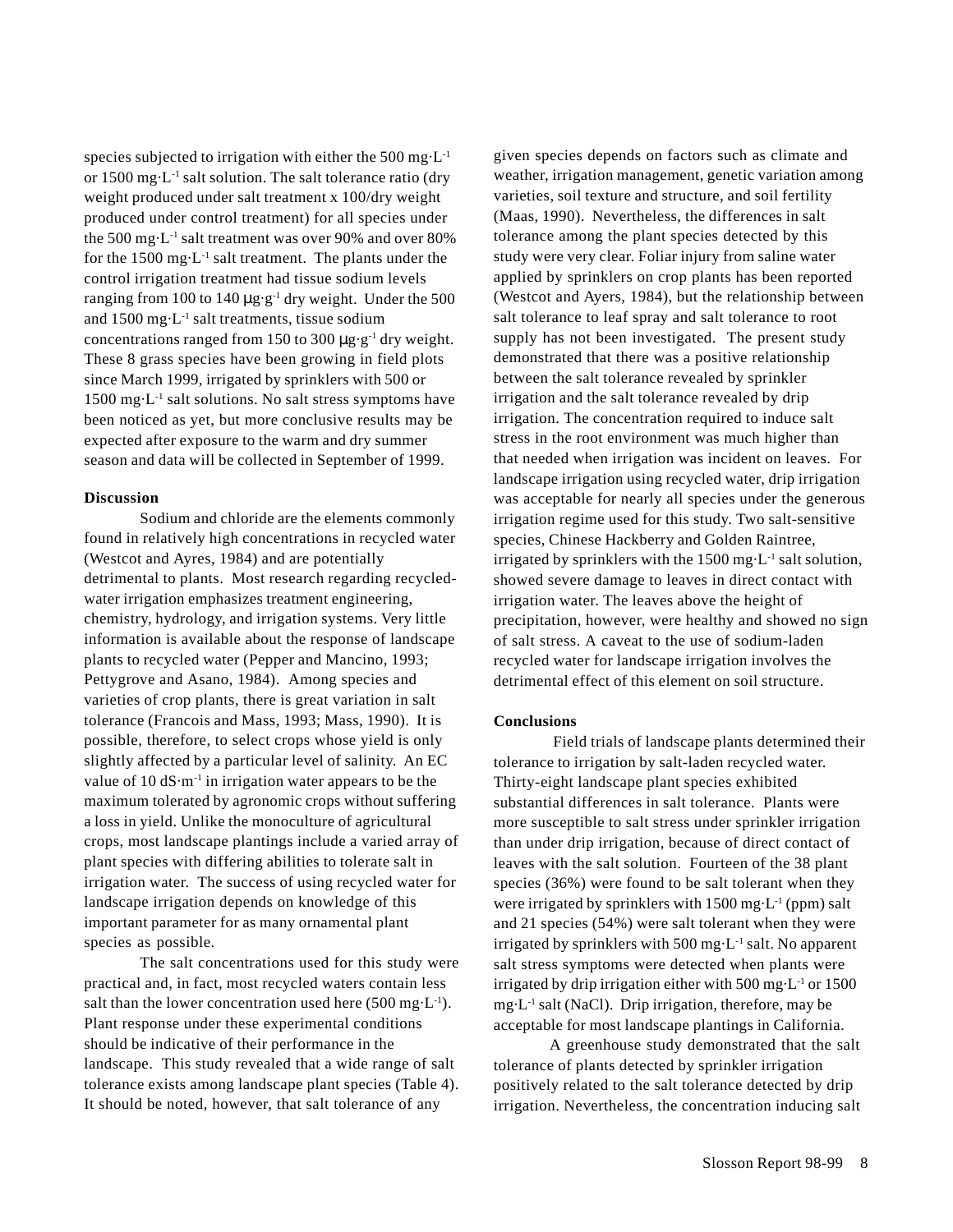species subjected to irrigation with either the 500 mg·L$^{-1}$ or 1500 mg·L$^{-1}$ salt solution. The salt tolerance ratio (dry weight produced under salt treatment x 100/dry weight produced under control treatment) for all species under the 500 mg·L$^{-1}$ salt treatment was over 90% and over 80% for the 1500 mg·L$^{-1}$ salt treatment. The plants under the control irrigation treatment had tissue sodium levels ranging from 100 to 140 μg·g$^{-1}$ dry weight. Under the 500 and 1500 mg·L$^{-1}$ salt treatments, tissue sodium concentrations ranged from 150 to 300 μg·g$^{-1}$ dry weight. These 8 grass species have been growing in field plots since March 1999, irrigated by sprinklers with 500 or 1500 mg·L$^{-1}$ salt solutions. No salt stress symptoms have been noticed as yet, but more conclusive results may be expected after exposure to the warm and dry summer season and data will be collected in September of 1999.

**Discussion**

Sodium and chloride are the elements commonly found in relatively high concentrations in recycled water (Westcot and Ayres, 1984) and are potentially detrimental to plants. Most research regarding recycled-water irrigation emphasizes treatment engineering, chemistry, hydrology, and irrigation systems. Very little information is available about the response of landscape plants to recycled water (Pepper and Mancino, 1993; Pettygrove and Asano, 1984). Among species and varieties of crop plants, there is great variation in salt tolerance (Francois and Mass, 1993; Mass, 1990). It is possible, therefore, to select crops whose yield is only slightly affected by a particular level of salinity. An EC value of 10 dS·m$^{-1}$ in irrigation water appears to be the maximum tolerated by agronomic crops without suffering a loss in yield. Unlike the monoculture of agricultural crops, most landscape plantings include a varied array of plant species with differing abilities to tolerate salt in irrigation water. The success of using recycled water for landscape irrigation depends on knowledge of this important parameter for as many ornamental plant species as possible.

The salt concentrations used for this study were practical and, in fact, most recycled waters contain less salt than the lower concentration used here (500 mg·L$^{-1}$). Plant response under these experimental conditions should be indicative of their performance in the landscape. This study revealed that a wide range of salt tolerance exists among landscape plant species (Table 4). It should be noted, however, that salt tolerance of any given species depends on factors such as climate and weather, irrigation management, genetic variation among varieties, soil texture and structure, and soil fertility (Maas, 1990). Nevertheless, the differences in salt tolerance among the plant species detected by this study were very clear. Foliar injury from saline water applied by sprinklers on crop plants has been reported (Westcot and Ayers, 1984), but the relationship between salt tolerance to leaf spray and salt tolerance to root supply has not been investigated. The present study demonstrated that there was a positive relationship between the salt tolerance revealed by sprinkler irrigation and the salt tolerance revealed by drip irrigation. The concentration required to induce salt stress in the root environment was much higher than that needed when irrigation was incident on leaves. For landscape irrigation using recycled water, drip irrigation was acceptable for nearly all species under the generous irrigation regime used for this study. Two salt-sensitive species, Chinese Hackberry and Golden Raintree, irrigated by sprinklers with the 1500 mg·L$^{-1}$ salt solution, showed severe damage to leaves in direct contact with irrigation water. The leaves above the height of precipitation, however, were healthy and showed no sign of salt stress. A caveat to the use of sodium-laden recycled water for landscape irrigation involves the detrimental effect of this element on soil structure.

**Conclusions**

Field trials of landscape plants determined their tolerance to irrigation by salt-laden recycled water. Thirty-eight landscape plant species exhibited substantial differences in salt tolerance. Plants were more susceptible to salt stress under sprinkler irrigation than under drip irrigation, because of direct contact of leaves with the salt solution. Fourteen of the 38 plant species (36%) were found to be salt tolerant when they were irrigated by sprinklers with 1500 mg·L$^{-1}$ (ppm) salt and 21 species (54%) were salt tolerant when they were irrigated by sprinklers with 500 mg·L$^{-1}$ salt. No apparent salt stress symptoms were detected when plants were irrigated by drip irrigation either with 500 mg·L$^{-1}$ or 1500 mg·L$^{-1}$ salt (NaCl). Drip irrigation, therefore, may be acceptable for most landscape plantings in California.

A greenhouse study demonstrated that the salt tolerance of plants detected by sprinkler irrigation positively related to the salt tolerance detected by drip irrigation. Nevertheless, the concentration inducing salt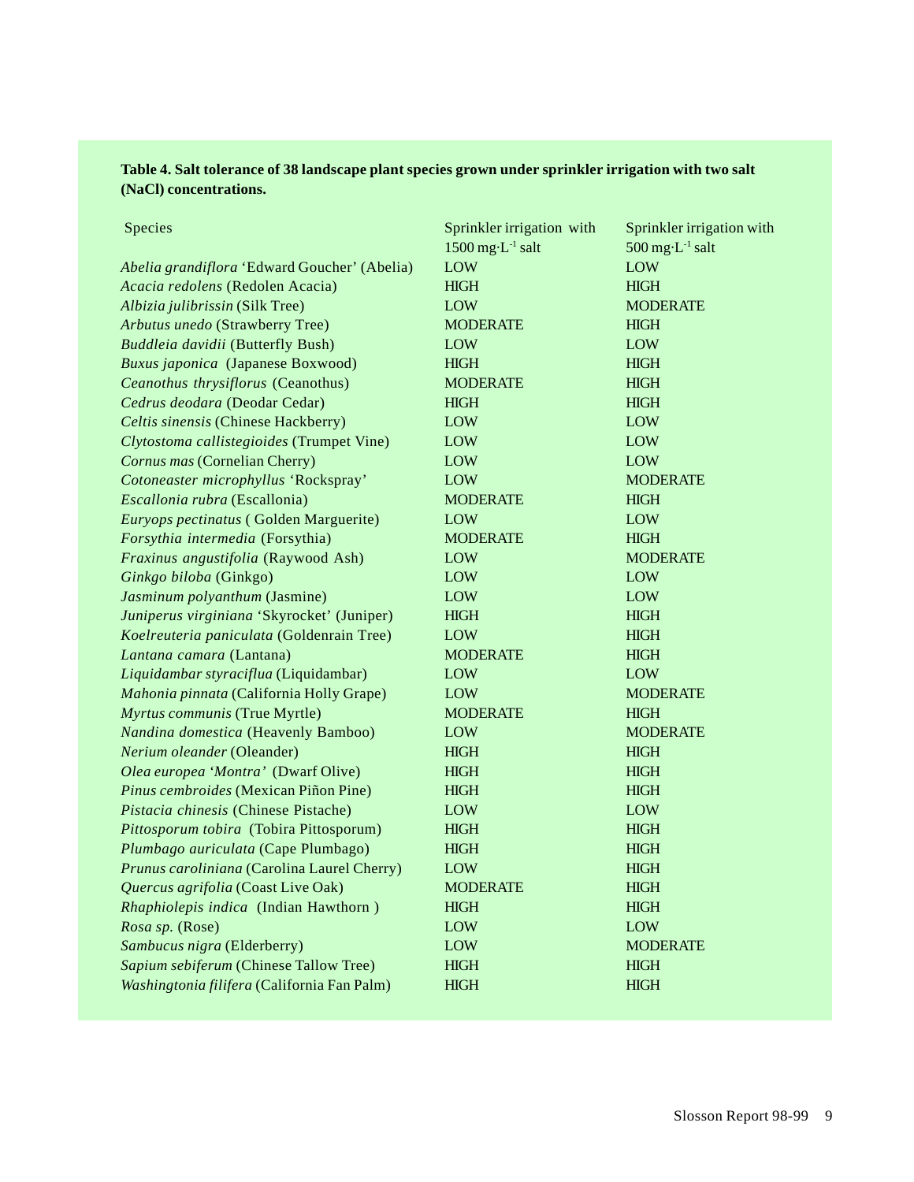**Table 4. Salt tolerance of 38 landscape plant species grown under sprinkler irrigation with two salt (NaCl) concentrations.**

| Species | Sprinkler irrigation with 1500 $mg \cdot L^{-1}$ salt | Sprinkler irrigation with 500 $mg \cdot L^{-1}$ salt |
|---|---|---|
| *Abelia grandiflora* 'Edward Goucher' (Abelia) | LOW | LOW |
| *Acacia redolens* (Redolen Acacia) | HIGH | HIGH |
| *Albizia julibrissin* (Silk Tree) | LOW | MODERATE |
| *Arbutus unedo* (Strawberry Tree) | MODERATE | HIGH |
| *Buddleia davidii* (Butterfly Bush) | LOW | LOW |
| *Buxus japonica* (Japanese Boxwood) | HIGH | HIGH |
| *Ceanothus thrysiflorus* (Ceanothus) | MODERATE | HIGH |
| *Cedrus deodara* (Deodar Cedar) | HIGH | HIGH |
| *Celtis sinensis* (Chinese Hackberry) | LOW | LOW |
| *Clytostoma callistegioides* (Trumpet Vine) | LOW | LOW |
| *Cornus mas* (Cornelian Cherry) | LOW | LOW |
| *Cotoneaster microphyllus* 'Rockspray' | LOW | MODERATE |
| *Escallonia rubra* (Escallonia) | MODERATE | HIGH |
| *Euryops pectinatus* ( Golden Marguerite) | LOW | LOW |
| *Forsythia intermedia* (Forsythia) | MODERATE | HIGH |
| *Fraxinus angustifolia* (Raywood Ash) | LOW | MODERATE |
| *Ginkgo biloba* (Ginkgo) | LOW | LOW |
| *Jasminum polyanthum* (Jasmine) | LOW | LOW |
| *Juniperus virginiana* 'Skyrocket' (Juniper) | HIGH | HIGH |
| *Koelreuteria paniculata* (Goldenrain Tree) | LOW | HIGH |
| *Lantana camara* (Lantana) | MODERATE | HIGH |
| *Liquidambar styraciflua* (Liquidambar) | LOW | LOW |
| *Mahonia pinnata* (California Holly Grape) | LOW | MODERATE |
| *Myrtus communis* (True Myrtle) | MODERATE | HIGH |
| *Nandina domestica* (Heavenly Bamboo) | LOW | MODERATE |
| *Nerium oleander* (Oleander) | HIGH | HIGH |
| *Olea europea 'Montra'* (Dwarf Olive) | HIGH | HIGH |
| *Pinus cembroides* (Mexican Piñon Pine) | HIGH | HIGH |
| *Pistacia chinesis* (Chinese Pistache) | LOW | LOW |
| *Pittosporum tobira* (Tobira Pittosporum) | HIGH | HIGH |
| *Plumbago auriculata* (Cape Plumbago) | HIGH | HIGH |
| *Prunus caroliniana* (Carolina Laurel Cherry) | LOW | HIGH |
| *Quercus agrifolia* (Coast Live Oak) | MODERATE | HIGH |
| *Rhaphiolepis indica* (Indian Hawthorn ) | HIGH | HIGH |
| *Rosa sp.* (Rose) | LOW | LOW |
| *Sambucus nigra* (Elderberry) | LOW | MODERATE |
| *Sapium sebiferum* (Chinese Tallow Tree) | HIGH | HIGH |
| *Washingtonia filifera* (California Fan Palm) | HIGH | HIGH |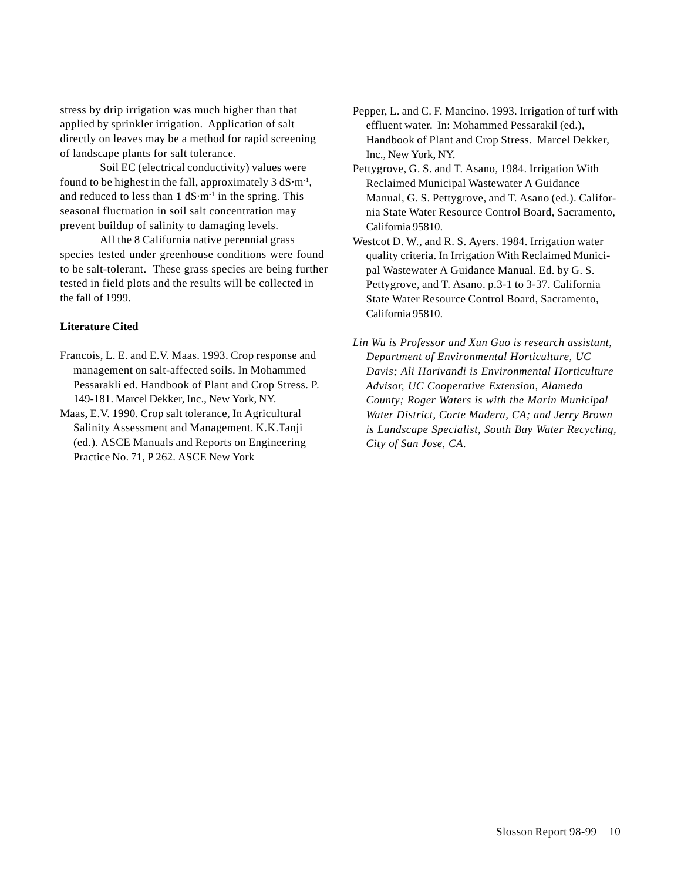stress by drip irrigation was much higher than that applied by sprinkler irrigation. Application of salt directly on leaves may be a method for rapid screening of landscape plants for salt tolerance.

Soil EC (electrical conductivity) values were found to be highest in the fall, approximately 3 $dS \cdot m^{-1}$, and reduced to less than 1 $dS \cdot m^{-1}$ in the spring. This seasonal fluctuation in soil salt concentration may prevent buildup of salinity to damaging levels.

All the 8 California native perennial grass species tested under greenhouse conditions were found to be salt-tolerant. These grass species are being further tested in field plots and the results will be collected in the fall of 1999.

**Literature Cited**

Francois, L. E. and E.V. Maas. 1993. Crop response and management on salt-affected soils. In Mohammed Pessarakli ed. Handbook of Plant and Crop Stress. P. 149-181. Marcel Dekker, Inc., New York, NY.

Maas, E.V. 1990. Crop salt tolerance, In Agricultural Salinity Assessment and Management. K.K.Tanji (ed.). ASCE Manuals and Reports on Engineering Practice No. 71, P 262. ASCE New York

Pepper, L. and C. F. Mancino. 1993. Irrigation of turf with effluent water. In: Mohammed Pessarakil (ed.), Handbook of Plant and Crop Stress. Marcel Dekker, Inc., New York, NY.

Pettygrove, G. S. and T. Asano, 1984. Irrigation With Reclaimed Municipal Wastewater A Guidance Manual, G. S. Pettygrove, and T. Asano (ed.). California State Water Resource Control Board, Sacramento, California 95810.

Westcot D. W., and R. S. Ayers. 1984. Irrigation water quality criteria. In Irrigation With Reclaimed Municipal Wastewater A Guidance Manual. Ed. by G. S. Pettygrove, and T. Asano. p.3-1 to 3-37. California State Water Resource Control Board, Sacramento, California 95810.

*Lin Wu is Professor and Xun Guo is research assistant, Department of Environmental Horticulture, UC Davis; Ali Harivandi is Environmental Horticulture Advisor, UC Cooperative Extension, Alameda County; Roger Waters is with the Marin Municipal Water District, Corte Madera, CA; and Jerry Brown is Landscape Specialist, South Bay Water Recycling, City of San Jose, CA.*